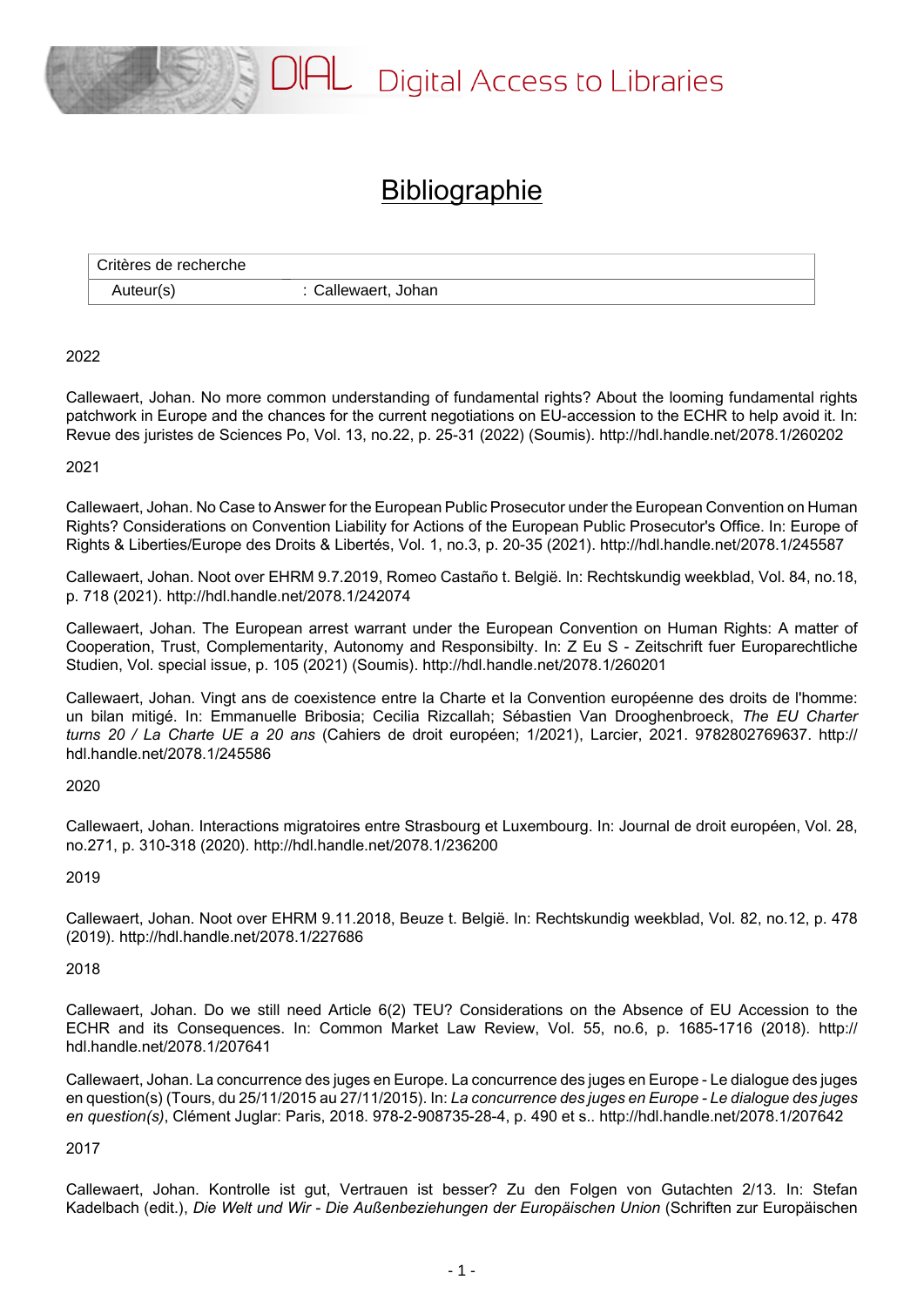DIAL Digital Access to Libraries

# Bibliographie

| Critères de recherche | |
|---|---|
| Auteur(s) | : Callewaert, Johan |

2022

Callewaert, Johan. No more common understanding of fundamental rights? About the looming fundamental rights patchwork in Europe and the chances for the current negotiations on EU-accession to the ECHR to help avoid it. In: Revue des juristes de Sciences Po, Vol. 13, no.22, p. 25-31 (2022) (Soumis). http://hdl.handle.net/2078.1/260202

2021

Callewaert, Johan. No Case to Answer for the European Public Prosecutor under the European Convention on Human Rights? Considerations on Convention Liability for Actions of the European Public Prosecutor's Office. In: Europe of Rights & Liberties/Europe des Droits & Libertés, Vol. 1, no.3, p. 20-35 (2021). http://hdl.handle.net/2078.1/245587

Callewaert, Johan. Noot over EHRM 9.7.2019, Romeo Castaño t. België. In: Rechtskundig weekblad, Vol. 84, no.18, p. 718 (2021). http://hdl.handle.net/2078.1/242074

Callewaert, Johan. The European arrest warrant under the European Convention on Human Rights: A matter of Cooperation, Trust, Complementarity, Autonomy and Responsibilty. In: Z Eu S - Zeitschrift fuer Europarechtliche Studien, Vol. special issue, p. 105 (2021) (Soumis). http://hdl.handle.net/2078.1/260201

Callewaert, Johan. Vingt ans de coexistence entre la Charte et la Convention européenne des droits de l'homme: un bilan mitigé. In: Emmanuelle Bribosia; Cecilia Rizcallah; Sébastien Van Drooghenbroeck, *The EU Charter turns 20 / La Charte UE a 20 ans* (Cahiers de droit européen; 1/2021), Larcier, 2021. 9782802769637. http://hdl.handle.net/2078.1/245586

2020

Callewaert, Johan. Interactions migratoires entre Strasbourg et Luxembourg. In: Journal de droit européen, Vol. 28, no.271, p. 310-318 (2020). http://hdl.handle.net/2078.1/236200

2019

Callewaert, Johan. Noot over EHRM 9.11.2018, Beuze t. België. In: Rechtskundig weekblad, Vol. 82, no.12, p. 478 (2019). http://hdl.handle.net/2078.1/227686

2018

Callewaert, Johan. Do we still need Article 6(2) TEU? Considerations on the Absence of EU Accession to the ECHR and its Consequences. In: Common Market Law Review, Vol. 55, no.6, p. 1685-1716 (2018). http://hdl.handle.net/2078.1/207641

Callewaert, Johan. La concurrence des juges en Europe. La concurrence des juges en Europe - Le dialogue des juges en question(s) (Tours, du 25/11/2015 au 27/11/2015). In: *La concurrence des juges en Europe - Le dialogue des juges en question(s)*, Clément Juglar: Paris, 2018. 978-2-908735-28-4, p. 490 et s.. http://hdl.handle.net/2078.1/207642

2017

Callewaert, Johan. Kontrolle ist gut, Vertrauen ist besser? Zu den Folgen von Gutachten 2/13. In: Stefan Kadelbach (edit.), *Die Welt und Wir - Die Außenbeziehungen der Europäischen Union* (Schriften zur Europäischen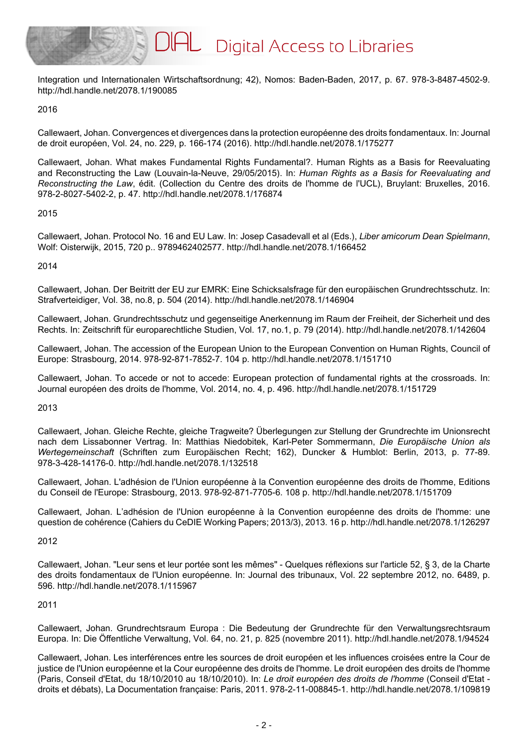Integration und Internationalen Wirtschaftsordnung; 42), Nomos: Baden-Baden, 2017, p. 67. 978-3-8487-4502-9. http://hdl.handle.net/2078.1/190085

2016

Callewaert, Johan. Convergences et divergences dans la protection européenne des droits fondamentaux. In: Journal de droit européen, Vol. 24, no. 229, p. 166-174 (2016). http://hdl.handle.net/2078.1/175277

Callewaert, Johan. What makes Fundamental Rights Fundamental?. Human Rights as a Basis for Reevaluating and Reconstructing the Law (Louvain-la-Neuve, 29/05/2015). In: *Human Rights as a Basis for Reevaluating and Reconstructing the Law*, édit. (Collection du Centre des droits de l'homme de l'UCL), Bruylant: Bruxelles, 2016. 978-2-8027-5402-2, p. 47. http://hdl.handle.net/2078.1/176874

2015

Callewaert, Johan. Protocol No. 16 and EU Law. In: Josep Casadevall et al (Eds.), *Liber amicorum Dean Spielmann*, Wolf: Oisterwijk, 2015, 720 p.. 9789462402577. http://hdl.handle.net/2078.1/166452

2014

Callewaert, Johan. Der Beitritt der EU zur EMRK: Eine Schicksalsfrage für den europäischen Grundrechtsschutz. In: Strafverteidiger, Vol. 38, no.8, p. 504 (2014). http://hdl.handle.net/2078.1/146904

Callewaert, Johan. Grundrechtsschutz und gegenseitige Anerkennung im Raum der Freiheit, der Sicherheit und des Rechts. In: Zeitschrift für europarechtliche Studien, Vol. 17, no.1, p. 79 (2014). http://hdl.handle.net/2078.1/142604

Callewaert, Johan. The accession of the European Union to the European Convention on Human Rights, Council of Europe: Strasbourg, 2014. 978-92-871-7852-7. 104 p. http://hdl.handle.net/2078.1/151710

Callewaert, Johan. To accede or not to accede: European protection of fundamental rights at the crossroads. In: Journal européen des droits de l'homme, Vol. 2014, no. 4, p. 496. http://hdl.handle.net/2078.1/151729

2013

Callewaert, Johan. Gleiche Rechte, gleiche Tragweite? Überlegungen zur Stellung der Grundrechte im Unionsrecht nach dem Lissabonner Vertrag. In: Matthias Niedobitek, Karl-Peter Sommermann, *Die Europäische Union als Wertegemeinschaft* (Schriften zum Europäischen Recht; 162), Duncker & Humblot: Berlin, 2013, p. 77-89. 978-3-428-14176-0. http://hdl.handle.net/2078.1/132518

Callewaert, Johan. L'adhésion de l'Union européenne à la Convention européenne des droits de l'homme, Editions du Conseil de l'Europe: Strasbourg, 2013. 978-92-871-7705-6. 108 p. http://hdl.handle.net/2078.1/151709

Callewaert, Johan. L'adhésion de l'Union européenne à la Convention européenne des droits de l'homme: une question de cohérence (Cahiers du CeDIE Working Papers; 2013/3), 2013. 16 p. http://hdl.handle.net/2078.1/126297

2012

Callewaert, Johan. "Leur sens et leur portée sont les mêmes" - Quelques réflexions sur l'article 52, § 3, de la Charte des droits fondamentaux de l'Union européenne. In: Journal des tribunaux, Vol. 22 septembre 2012, no. 6489, p. 596. http://hdl.handle.net/2078.1/115967

2011

Callewaert, Johan. Grundrechtsraum Europa : Die Bedeutung der Grundrechte für den Verwaltungsrechtsraum Europa. In: Die Öffentliche Verwaltung, Vol. 64, no. 21, p. 825 (novembre 2011). http://hdl.handle.net/2078.1/94524

Callewaert, Johan. Les interférences entre les sources de droit européen et les influences croisées entre la Cour de justice de l'Union européenne et la Cour européenne des droits de l'homme. Le droit européen des droits de l'homme (Paris, Conseil d'Etat, du 18/10/2010 au 18/10/2010). In: *Le droit européen des droits de l'homme* (Conseil d'Etat - droits et débats), La Documentation française: Paris, 2011. 978-2-11-008845-1. http://hdl.handle.net/2078.1/109819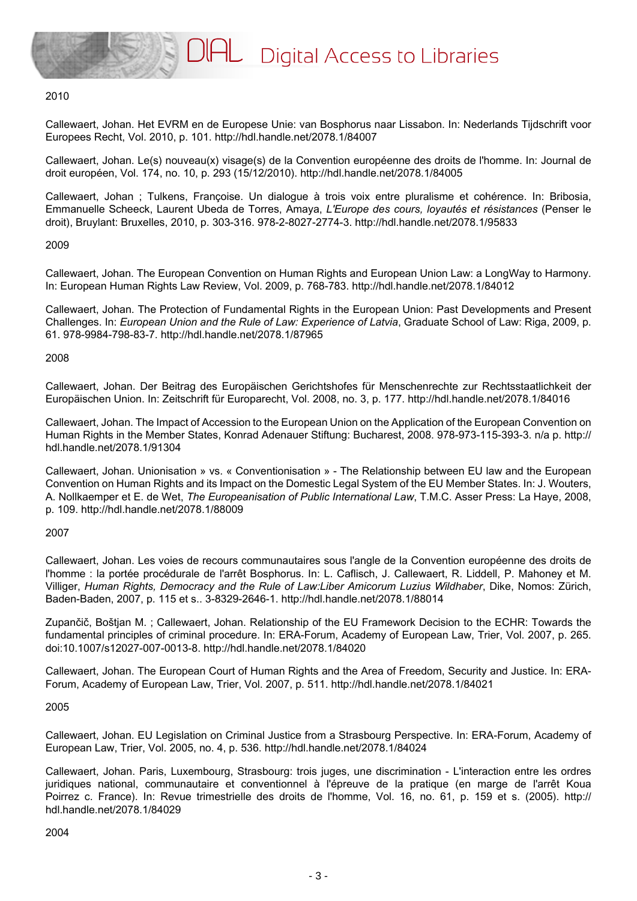2010

Callewaert, Johan. Het EVRM en de Europese Unie: van Bosphorus naar Lissabon. In: Nederlands Tijdschrift voor Europees Recht, Vol. 2010, p. 101. http://hdl.handle.net/2078.1/84007

Callewaert, Johan. Le(s) nouveau(x) visage(s) de la Convention européenne des droits de l'homme. In: Journal de droit européen, Vol. 174, no. 10, p. 293 (15/12/2010). http://hdl.handle.net/2078.1/84005

Callewaert, Johan ; Tulkens, Françoise. Un dialogue à trois voix entre pluralisme et cohérence. In: Bribosia, Emmanuelle Scheeck, Laurent Ubeda de Torres, Amaya, *L'Europe des cours, loyautés et résistances* (Penser le droit), Bruylant: Bruxelles, 2010, p. 303-316. 978-2-8027-2774-3. http://hdl.handle.net/2078.1/95833

2009

Callewaert, Johan. The European Convention on Human Rights and European Union Law: a LongWay to Harmony. In: European Human Rights Law Review, Vol. 2009, p. 768-783. http://hdl.handle.net/2078.1/84012

Callewaert, Johan. The Protection of Fundamental Rights in the European Union: Past Developments and Present Challenges. In: *European Union and the Rule of Law: Experience of Latvia*, Graduate School of Law: Riga, 2009, p. 61. 978-9984-798-83-7. http://hdl.handle.net/2078.1/87965

2008

Callewaert, Johan. Der Beitrag des Europäischen Gerichtshofes für Menschenrechte zur Rechtsstaatlichkeit der Europäischen Union. In: Zeitschrift für Europarecht, Vol. 2008, no. 3, p. 177. http://hdl.handle.net/2078.1/84016

Callewaert, Johan. The Impact of Accession to the European Union on the Application of the European Convention on Human Rights in the Member States, Konrad Adenauer Stiftung: Bucharest, 2008. 978-973-115-393-3. n/a p. http://hdl.handle.net/2078.1/91304

Callewaert, Johan. Unionisation » vs. « Conventionisation » - The Relationship between EU law and the European Convention on Human Rights and its Impact on the Domestic Legal System of the EU Member States. In: J. Wouters, A. Nollkaemper et E. de Wet, *The Europeanisation of Public International Law*, T.M.C. Asser Press: La Haye, 2008, p. 109. http://hdl.handle.net/2078.1/88009

2007

Callewaert, Johan. Les voies de recours communautaires sous l'angle de la Convention européenne des droits de l'homme : la portée procédurale de l'arrêt Bosphorus. In: L. Caflisch, J. Callewaert, R. Liddell, P. Mahoney et M. Villiger, *Human Rights, Democracy and the Rule of Law:Liber Amicorum Luzius Wildhaber*, Dike, Nomos: Zürich, Baden-Baden, 2007, p. 115 et s.. 3-8329-2646-1. http://hdl.handle.net/2078.1/88014

Zupančič, Boštjan M. ; Callewaert, Johan. Relationship of the EU Framework Decision to the ECHR: Towards the fundamental principles of criminal procedure. In: ERA-Forum, Academy of European Law, Trier, Vol. 2007, p. 265. doi:10.1007/s12027-007-0013-8. http://hdl.handle.net/2078.1/84020

Callewaert, Johan. The European Court of Human Rights and the Area of Freedom, Security and Justice. In: ERA-Forum, Academy of European Law, Trier, Vol. 2007, p. 511. http://hdl.handle.net/2078.1/84021

2005

Callewaert, Johan. EU Legislation on Criminal Justice from a Strasbourg Perspective. In: ERA-Forum, Academy of European Law, Trier, Vol. 2005, no. 4, p. 536. http://hdl.handle.net/2078.1/84024

Callewaert, Johan. Paris, Luxembourg, Strasbourg: trois juges, une discrimination - L'interaction entre les ordres juridiques national, communautaire et conventionnel à l'épreuve de la pratique (en marge de l'arrêt Koua Poirrez c. France). In: Revue trimestrielle des droits de l'homme, Vol. 16, no. 61, p. 159 et s. (2005). http://hdl.handle.net/2078.1/84029

2004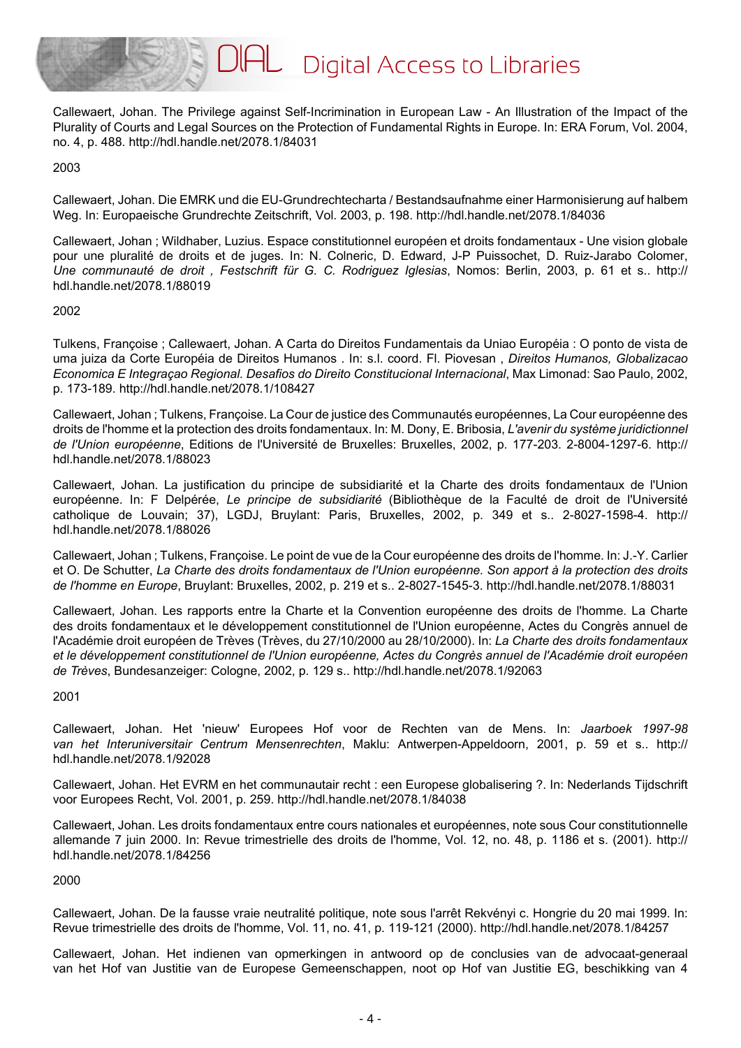Callewaert, Johan. The Privilege against Self-Incrimination in European Law - An Illustration of the Impact of the Plurality of Courts and Legal Sources on the Protection of Fundamental Rights in Europe. In: ERA Forum, Vol. 2004, no. 4, p. 488. http://hdl.handle.net/2078.1/84031

2003

Callewaert, Johan. Die EMRK und die EU-Grundrechtecharta / Bestandsaufnahme einer Harmonisierung auf halbem Weg. In: Europaeische Grundrechte Zeitschrift, Vol. 2003, p. 198. http://hdl.handle.net/2078.1/84036

Callewaert, Johan ; Wildhaber, Luzius. Espace constitutionnel européen et droits fondamentaux - Une vision globale pour une pluralité de droits et de juges. In: N. Colneric, D. Edward, J-P Puissochet, D. Ruiz-Jarabo Colomer, *Une communauté de droit , Festschrift für G. C. Rodriguez Iglesias*, Nomos: Berlin, 2003, p. 61 et s.. http://hdl.handle.net/2078.1/88019

2002

Tulkens, Françoise ; Callewaert, Johan. A Carta do Direitos Fundamentais da Uniao Européia : O ponto de vista de uma juiza da Corte Européia de Direitos Humanos . In: s.l. coord. Fl. Piovesan , *Direitos Humanos, Globalizacao Economica E Integraçao Regional. Desafios do Direito Constitucional Internacional*, Max Limonad: Sao Paulo, 2002, p. 173-189. http://hdl.handle.net/2078.1/108427

Callewaert, Johan ; Tulkens, Françoise. La Cour de justice des Communautés européennes, La Cour européenne des droits de l'homme et la protection des droits fondamentaux. In: M. Dony, E. Bribosia, *L'avenir du système juridictionnel de l'Union européenne*, Editions de l'Université de Bruxelles: Bruxelles, 2002, p. 177-203. 2-8004-1297-6. http://hdl.handle.net/2078.1/88023

Callewaert, Johan. La justification du principe de subsidiarité et la Charte des droits fondamentaux de l'Union européenne. In: F Delpérée, *Le principe de subsidiarité* (Bibliothèque de la Faculté de droit de l'Université catholique de Louvain; 37), LGDJ, Bruylant: Paris, Bruxelles, 2002, p. 349 et s.. 2-8027-1598-4. http://hdl.handle.net/2078.1/88026

Callewaert, Johan ; Tulkens, Françoise. Le point de vue de la Cour européenne des droits de l'homme. In: J.-Y. Carlier et O. De Schutter, *La Charte des droits fondamentaux de l'Union européenne. Son apport à la protection des droits de l'homme en Europe*, Bruylant: Bruxelles, 2002, p. 219 et s.. 2-8027-1545-3. http://hdl.handle.net/2078.1/88031

Callewaert, Johan. Les rapports entre la Charte et la Convention européenne des droits de l'homme. La Charte des droits fondamentaux et le développement constitutionnel de l'Union européenne, Actes du Congrès annuel de l'Académie droit européen de Trèves (Trèves, du 27/10/2000 au 28/10/2000). In: *La Charte des droits fondamentaux et le développement constitutionnel de l'Union européenne, Actes du Congrès annuel de l'Académie droit européen de Trèves*, Bundesanzeiger: Cologne, 2002, p. 129 s.. http://hdl.handle.net/2078.1/92063

2001

Callewaert, Johan. Het 'nieuw' Europees Hof voor de Rechten van de Mens. In: *Jaarboek 1997-98 van het Interuniversitair Centrum Mensenrechten*, Maklu: Antwerpen-Appeldoorn, 2001, p. 59 et s.. http://hdl.handle.net/2078.1/92028

Callewaert, Johan. Het EVRM en het communautair recht : een Europese globalisering ?. In: Nederlands Tijdschrift voor Europees Recht, Vol. 2001, p. 259. http://hdl.handle.net/2078.1/84038

Callewaert, Johan. Les droits fondamentaux entre cours nationales et européennes, note sous Cour constitutionnelle allemande 7 juin 2000. In: Revue trimestrielle des droits de l'homme, Vol. 12, no. 48, p. 1186 et s. (2001). http://hdl.handle.net/2078.1/84256

2000

Callewaert, Johan. De la fausse vraie neutralité politique, note sous l'arrêt Rekvényi c. Hongrie du 20 mai 1999. In: Revue trimestrielle des droits de l'homme, Vol. 11, no. 41, p. 119-121 (2000). http://hdl.handle.net/2078.1/84257

Callewaert, Johan. Het indienen van opmerkingen in antwoord op de conclusies van de advocaat-generaal van het Hof van Justitie van de Europese Gemeenschappen, noot op Hof van Justitie EG, beschikking van 4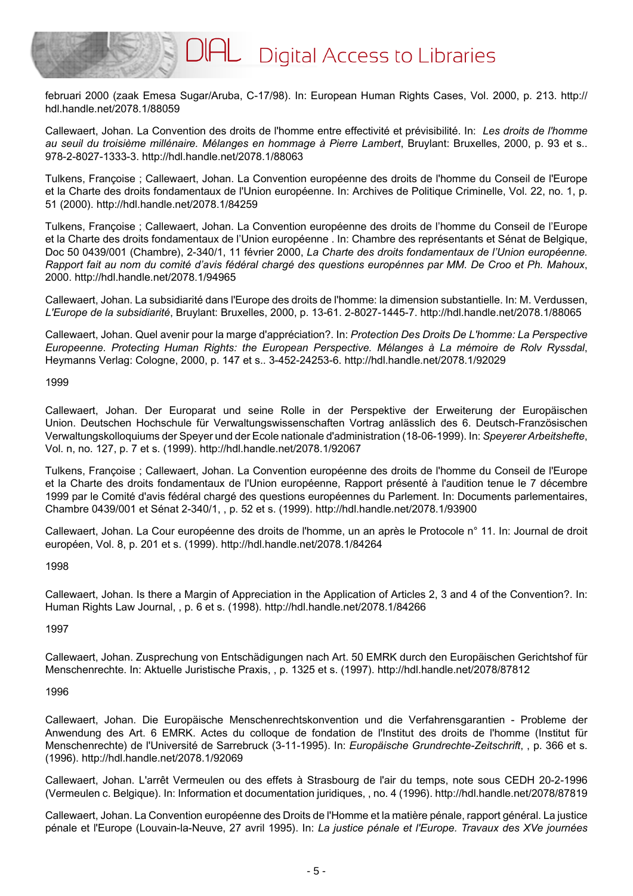februari 2000 (zaak Emesa Sugar/Aruba, C-17/98). In: European Human Rights Cases, Vol. 2000, p. 213. http://hdl.handle.net/2078.1/88059

Callewaert, Johan. La Convention des droits de l'homme entre effectivité et prévisibilité. In: *Les droits de l'homme au seuil du troisième millénaire. Mélanges en hommage à Pierre Lambert*, Bruylant: Bruxelles, 2000, p. 93 et s.. 978-2-8027-1333-3. http://hdl.handle.net/2078.1/88063

Tulkens, Françoise ; Callewaert, Johan. La Convention européenne des droits de l'homme du Conseil de l'Europe et la Charte des droits fondamentaux de l'Union européenne. In: Archives de Politique Criminelle, Vol. 22, no. 1, p. 51 (2000). http://hdl.handle.net/2078.1/84259

Tulkens, Françoise ; Callewaert, Johan. La Convention européenne des droits de l'homme du Conseil de l'Europe et la Charte des droits fondamentaux de l'Union européenne . In: Chambre des représentants et Sénat de Belgique, Doc 50 0439/001 (Chambre), 2-340/1, 11 février 2000, *La Charte des droits fondamentaux de l'Union européenne. Rapport fait au nom du comité d'avis fédéral chargé des questions europénnes par MM. De Croo et Ph. Mahoux*, 2000. http://hdl.handle.net/2078.1/94965

Callewaert, Johan. La subsidiarité dans l'Europe des droits de l'homme: la dimension substantielle. In: M. Verdussen, *L'Europe de la subsidiarité*, Bruylant: Bruxelles, 2000, p. 13-61. 2-8027-1445-7. http://hdl.handle.net/2078.1/88065

Callewaert, Johan. Quel avenir pour la marge d'appréciation?. In: *Protection Des Droits De L'homme: La Perspective Europeenne. Protecting Human Rights: the European Perspective. Mélanges à La mémoire de Rolv Ryssdal*, Heymanns Verlag: Cologne, 2000, p. 147 et s.. 3-452-24253-6. http://hdl.handle.net/2078.1/92029

1999

Callewaert, Johan. Der Europarat und seine Rolle in der Perspektive der Erweiterung der Europäischen Union. Deutschen Hochschule für Verwaltungswissenschaften Vortrag anlässlich des 6. Deutsch-Französischen Verwaltungskolloquiums der Speyer und der Ecole nationale d'administration (18-06-1999). In: *Speyerer Arbeitshefte*, Vol. n, no. 127, p. 7 et s. (1999). http://hdl.handle.net/2078.1/92067

Tulkens, Françoise ; Callewaert, Johan. La Convention européenne des droits de l'homme du Conseil de l'Europe et la Charte des droits fondamentaux de l'Union européenne, Rapport présenté à l'audition tenue le 7 décembre 1999 par le Comité d'avis fédéral chargé des questions européennes du Parlement. In: Documents parlementaires, Chambre 0439/001 et Sénat 2-340/1, , p. 52 et s. (1999). http://hdl.handle.net/2078.1/93900

Callewaert, Johan. La Cour européenne des droits de l'homme, un an après le Protocole n° 11. In: Journal de droit européen, Vol. 8, p. 201 et s. (1999). http://hdl.handle.net/2078.1/84264

1998

Callewaert, Johan. Is there a Margin of Appreciation in the Application of Articles 2, 3 and 4 of the Convention?. In: Human Rights Law Journal, , p. 6 et s. (1998). http://hdl.handle.net/2078.1/84266

1997

Callewaert, Johan. Zusprechung von Entschädigungen nach Art. 50 EMRK durch den Europäischen Gerichtshof für Menschenrechte. In: Aktuelle Juristische Praxis, , p. 1325 et s. (1997). http://hdl.handle.net/2078/87812

1996

Callewaert, Johan. Die Europäische Menschenrechtskonvention und die Verfahrensgarantien - Probleme der Anwendung des Art. 6 EMRK. Actes du colloque de fondation de l'Institut des droits de l'homme (Institut für Menschenrechte) de l'Université de Sarrebruck (3-11-1995). In: *Europäische Grundrechte-Zeitschrift*, , p. 366 et s. (1996). http://hdl.handle.net/2078.1/92069

Callewaert, Johan. L'arrêt Vermeulen ou des effets à Strasbourg de l'air du temps, note sous CEDH 20-2-1996 (Vermeulen c. Belgique). In: Information et documentation juridiques, , no. 4 (1996). http://hdl.handle.net/2078/87819

Callewaert, Johan. La Convention européenne des Droits de l'Homme et la matière pénale, rapport général. La justice pénale et l'Europe (Louvain-la-Neuve, 27 avril 1995). In: *La justice pénale et l'Europe. Travaux des XVe journées*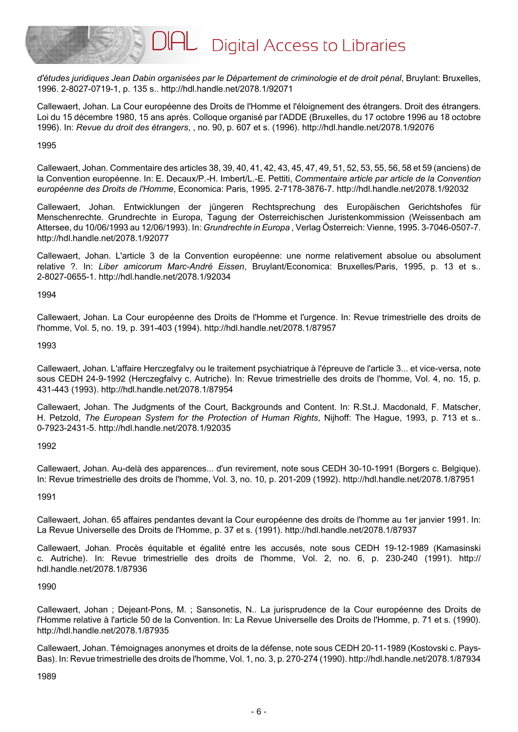*d'études juridiques Jean Dabin organisées par le Département de criminologie et de droit pénal*, Bruylant: Bruxelles, 1996. 2-8027-0719-1, p. 135 s.. http://hdl.handle.net/2078.1/92071

Callewaert, Johan. La Cour européenne des Droits de l'Homme et l'éloignement des étrangers. Droit des étrangers. Loi du 15 décembre 1980, 15 ans après. Colloque organisé par l'ADDE (Bruxelles, du 17 octobre 1996 au 18 octobre 1996). In: *Revue du droit des étrangers*, , no. 90, p. 607 et s. (1996). http://hdl.handle.net/2078.1/92076

1995

Callewaert, Johan. Commentaire des articles 38, 39, 40, 41, 42, 43, 45, 47, 49, 51, 52, 53, 55, 56, 58 et 59 (anciens) de la Convention européenne. In: E. Decaux/P.-H. Imbert/L.-E. Pettiti, *Commentaire article par article de la Convention européenne des Droits de l'Homme*, Economica: Paris, 1995. 2-7178-3876-7. http://hdl.handle.net/2078.1/92032

Callewaert, Johan. Entwicklungen der jüngeren Rechtsprechung des Europäischen Gerichtshofes für Menschenrechte. Grundrechte in Europa, Tagung der Osterreichischen Juristenkommission (Weissenbach am Attersee, du 10/06/1993 au 12/06/1993). In: *Grundrechte in Europa* , Verlag Österreich: Vienne, 1995. 3-7046-0507-7. http://hdl.handle.net/2078.1/92077

Callewaert, Johan. L'article 3 de la Convention européenne: une norme relativement absolue ou absolument relative ?. In: *Liber amicorum Marc-André Eissen*, Bruylant/Economica: Bruxelles/Paris, 1995, p. 13 et s.. 2-8027-0655-1. http://hdl.handle.net/2078.1/92034

1994

Callewaert, Johan. La Cour européenne des Droits de l'Homme et l'urgence. In: Revue trimestrielle des droits de l'homme, Vol. 5, no. 19, p. 391-403 (1994). http://hdl.handle.net/2078.1/87957

1993

Callewaert, Johan. L'affaire Herczegfalvy ou le traitement psychiatrique à l'épreuve de l'article 3... et vice-versa, note sous CEDH 24-9-1992 (Herczegfalvy c. Autriche). In: Revue trimestrielle des droits de l'homme, Vol. 4, no. 15, p. 431-443 (1993). http://hdl.handle.net/2078.1/87954

Callewaert, Johan. The Judgments of the Court, Backgrounds and Content. In: R.St.J. Macdonald, F. Matscher, H. Petzold, *The European System for the Protection of Human Rights*, Nijhoff: The Hague, 1993, p. 713 et s.. 0-7923-2431-5. http://hdl.handle.net/2078.1/92035

1992

Callewaert, Johan. Au-delà des apparences... d'un revirement, note sous CEDH 30-10-1991 (Borgers c. Belgique). In: Revue trimestrielle des droits de l'homme, Vol. 3, no. 10, p. 201-209 (1992). http://hdl.handle.net/2078.1/87951

1991

Callewaert, Johan. 65 affaires pendantes devant la Cour européenne des droits de l'homme au 1er janvier 1991. In: La Revue Universelle des Droits de l'Homme, p. 37 et s. (1991). http://hdl.handle.net/2078.1/87937

Callewaert, Johan. Procès équitable et égalité entre les accusés, note sous CEDH 19-12-1989 (Kamasinski c. Autriche). In: Revue trimestrielle des droits de l'homme, Vol. 2, no. 6, p. 230-240 (1991). http://hdl.handle.net/2078.1/87936

1990

Callewaert, Johan ; Dejeant-Pons, M. ; Sansonetis, N.. La jurisprudence de la Cour européenne des Droits de l'Homme relative à l'article 50 de la Convention. In: La Revue Universelle des Droits de l'Homme, p. 71 et s. (1990). http://hdl.handle.net/2078.1/87935

Callewaert, Johan. Témoignages anonymes et droits de la défense, note sous CEDH 20-11-1989 (Kostovski c. Pays-Bas). In: Revue trimestrielle des droits de l'homme, Vol. 1, no. 3, p. 270-274 (1990). http://hdl.handle.net/2078.1/87934

1989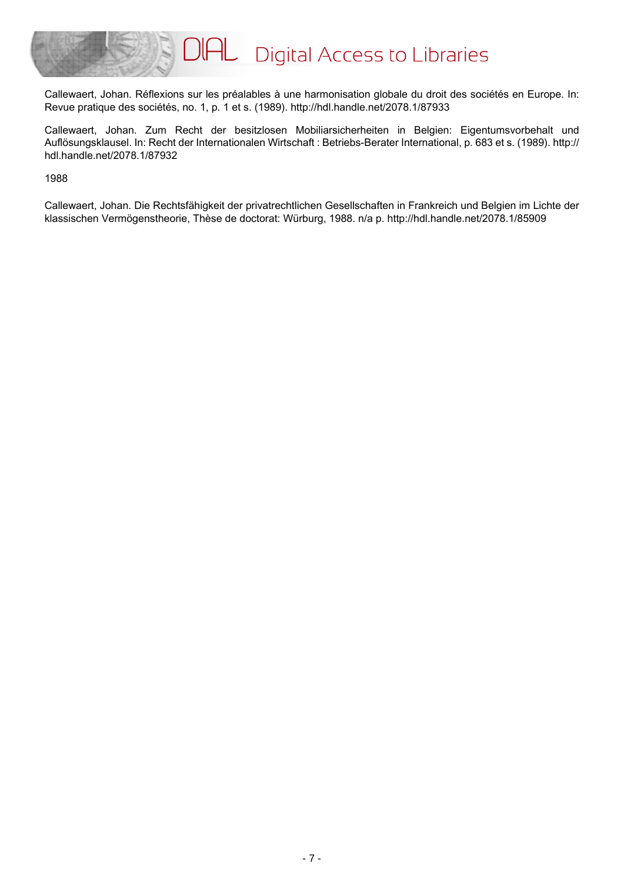Callewaert, Johan. Réflexions sur les préalables à une harmonisation globale du droit des sociétés en Europe. In: Revue pratique des sociétés, no. 1, p. 1 et s. (1989). http://hdl.handle.net/2078.1/87933

Callewaert, Johan. Zum Recht der besitzlosen Mobiliarsicherheiten in Belgien: Eigentumsvorbehalt und Auflösungsklausel. In: Recht der Internationalen Wirtschaft : Betriebs-Berater International, p. 683 et s. (1989). http://hdl.handle.net/2078.1/87932

1988

Callewaert, Johan. Die Rechtsfähigkeit der privatrechtlichen Gesellschaften in Frankreich und Belgien im Lichte der klassischen Vermögenstheorie, Thèse de doctorat: Würburg, 1988. n/a p. http://hdl.handle.net/2078.1/85909